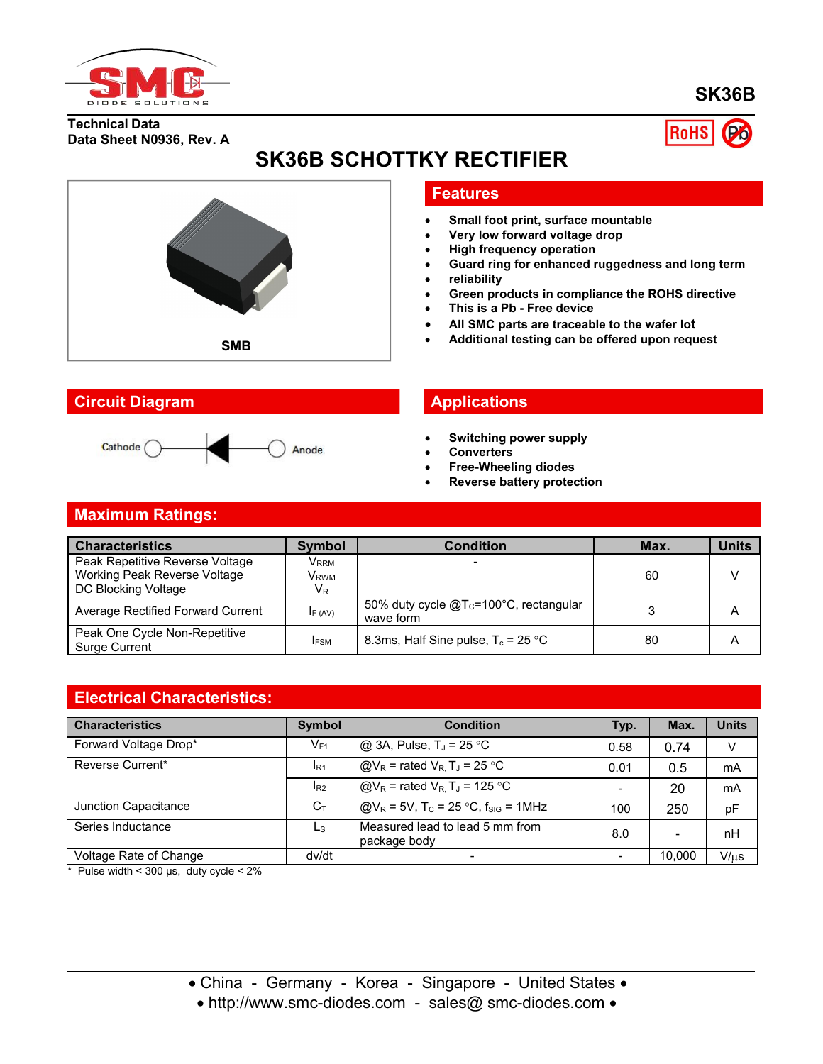SK36B

Technical Data
Data Sheet N0936, Rev. A

# SK36B SCHOTTKY RECTIFIER

SMB

## Features

- Small foot print, surface mountable
- Very low forward voltage drop
- High frequency operation
- Guard ring for enhanced ruggedness and long term
- reliability
- Green products in compliance the ROHS directive
- This is a Pb - Free device
- All SMC parts are traceable to the wafer lot
- Additional testing can be offered upon request

## Circuit Diagram

Cathode — Anode

## Applications

- Switching power supply
- Converters
- Free-Wheeling diodes
- Reverse battery protection

## Maximum Ratings:

| Characteristics | Symbol | Condition | Max. | Units |
|---|---|---|---|---|
| Peak Repetitive Reverse Voltage<br>Working Peak Reverse Voltage<br>DC Blocking Voltage | $V_{RRM}$<br>$V_{RWM}$<br>$V_R$ | - | 60 | V |
| Average Rectified Forward Current | $I_{F\ (AV)}$ | 50% duty cycle @$T_C$=100°C, rectangular wave form | 3 | A |
| Peak One Cycle Non-Repetitive Surge Current | $I_{FSM}$ | 8.3ms, Half Sine pulse, $T_c$ = 25 °C | 80 | A |

## Electrical Characteristics:

| Characteristics | Symbol | Condition | Typ. | Max. | Units |
|---|---|---|---|---|---|
| Forward Voltage Drop* | $V_{F1}$ | @ 3A, Pulse, $T_J$ = 25 °C | 0.58 | 0.74 | V |
| Reverse Current* | $I_{R1}$ | @$V_R$ = rated $V_R$, $T_J$ = 25 °C | 0.01 | 0.5 | mA |
| | $I_{R2}$ | @$V_R$ = rated $V_R$, $T_J$ = 125 °C | - | 20 | mA |
| Junction Capacitance | $C_T$ | @$V_R$ = 5V, $T_C$ = 25 °C, $f_{SIG}$ = 1MHz | 100 | 250 | pF |
| Series Inductance | $L_S$ | Measured lead to lead 5 mm from package body | 8.0 | - | nH |
| Voltage Rate of Change | dv/dt | - | - | 10,000 | V/μs |

\* Pulse width < 300 μs, duty cycle < 2%

• China - Germany - Korea - Singapore - United States •
• http://www.smc-diodes.com - sales@ smc-diodes.com •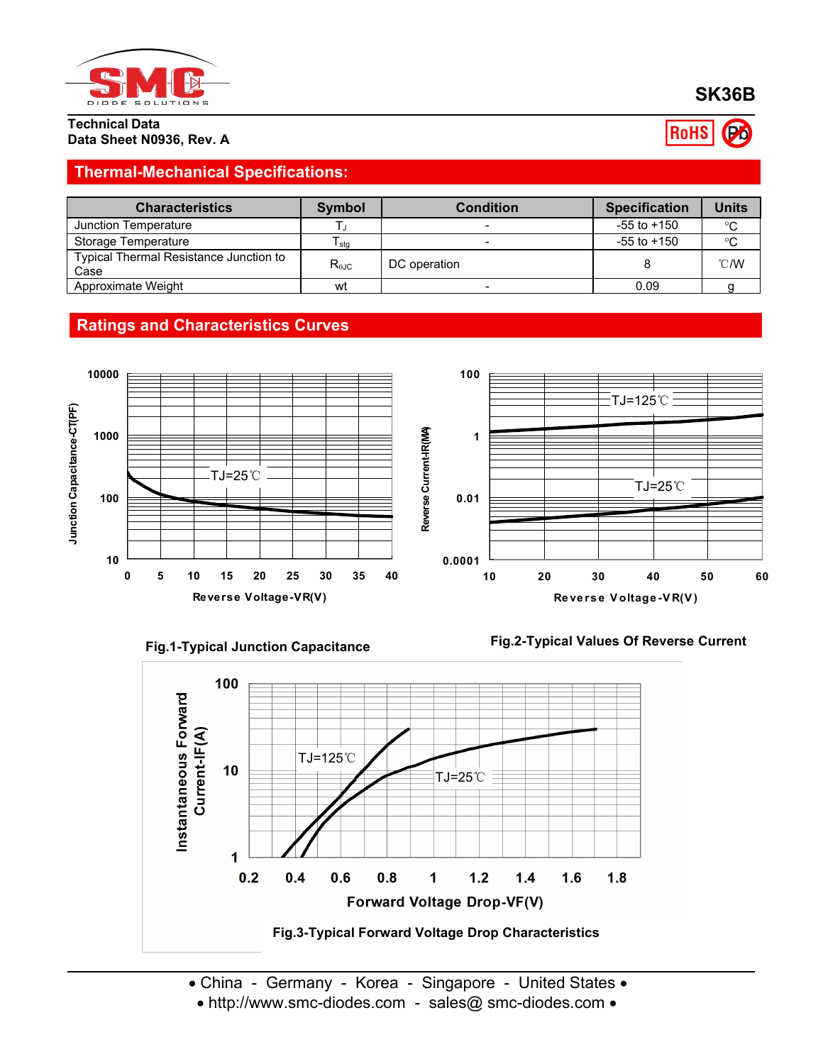SMC DIODE SOLUTIONS

**SK36B**

**Technical Data**
**Data Sheet N0936, Rev. A**

RoHS Pb

## Thermal-Mechanical Specifications:

| Characteristics | Symbol | Condition | Specification | Units |
|---|---|---|---|---|
| Junction Temperature | $T_J$ | - | -55 to +150 | °C |
| Storage Temperature | $T_{stg}$ | - | -55 to +150 | °C |
| Typical Thermal Resistance Junction to Case | $R_{\theta JC}$ | DC operation | 8 | ℃/W |
| Approximate Weight | wt | - | 0.09 | g |

## Ratings and Characteristics Curves

Fig.1-Typical Junction Capacitance

Fig.2-Typical Values Of Reverse Current

Fig.3-Typical Forward Voltage Drop Characteristics

• China - Germany - Korea - Singapore - United States •
• http://www.smc-diodes.com - sales@ smc-diodes.com •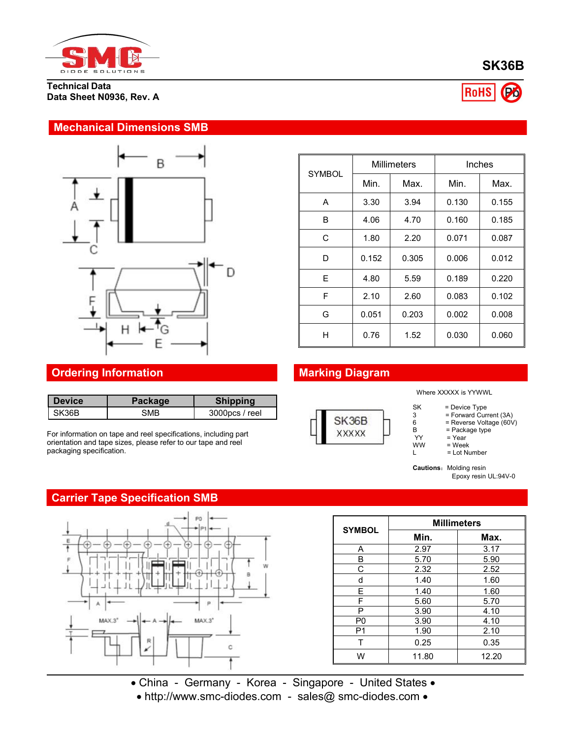**SK36B**

Technical Data
Data Sheet N0936, Rev. A

RoHS

## Mechanical Dimensions SMB

| SYMBOL | Millimeters | | Inches | |
|---|---|---|---|---|
| | Min. | Max. | Min. | Max. |
| A | 3.30 | 3.94 | 0.130 | 0.155 |
| B | 4.06 | 4.70 | 0.160 | 0.185 |
| C | 1.80 | 2.20 | 0.071 | 0.087 |
| D | 0.152 | 0.305 | 0.006 | 0.012 |
| E | 4.80 | 5.59 | 0.189 | 0.220 |
| F | 2.10 | 2.60 | 0.083 | 0.102 |
| G | 0.051 | 0.203 | 0.002 | 0.008 |
| H | 0.76 | 1.52 | 0.030 | 0.060 |

## Ordering Information

| Device | Package | Shipping |
|---|---|---|
| SK36B | SMB | 3000pcs / reel |

For information on tape and reel specifications, including part orientation and tape sizes, please refer to our tape and reel packaging specification.

## Marking Diagram

SK36B
XXXXX

Where XXXXX is YYWWL

- SK = Device Type
- 3 = Forward Current (3A)
- 6 = Reverse Voltage (60V)
- B = Package type
- YY = Year
- WW = Week
- L = Lot Number

**Cautions:** Molding resin
Epoxy resin UL:94V-0

## Carrier Tape Specification SMB

| SYMBOL | Millimeters | |
|---|---|---|
| | Min. | Max. |
| A | 2.97 | 3.17 |
| B | 5.70 | 5.90 |
| C | 2.32 | 2.52 |
| d | 1.40 | 1.60 |
| E | 1.40 | 1.60 |
| F | 5.60 | 5.70 |
| P | 3.90 | 4.10 |
| P0 | 3.90 | 4.10 |
| P1 | 1.90 | 2.10 |
| T | 0.25 | 0.35 |
| W | 11.80 | 12.20 |

• China - Germany - Korea - Singapore - United States •
• http://www.smc-diodes.com - sales@ smc-diodes.com •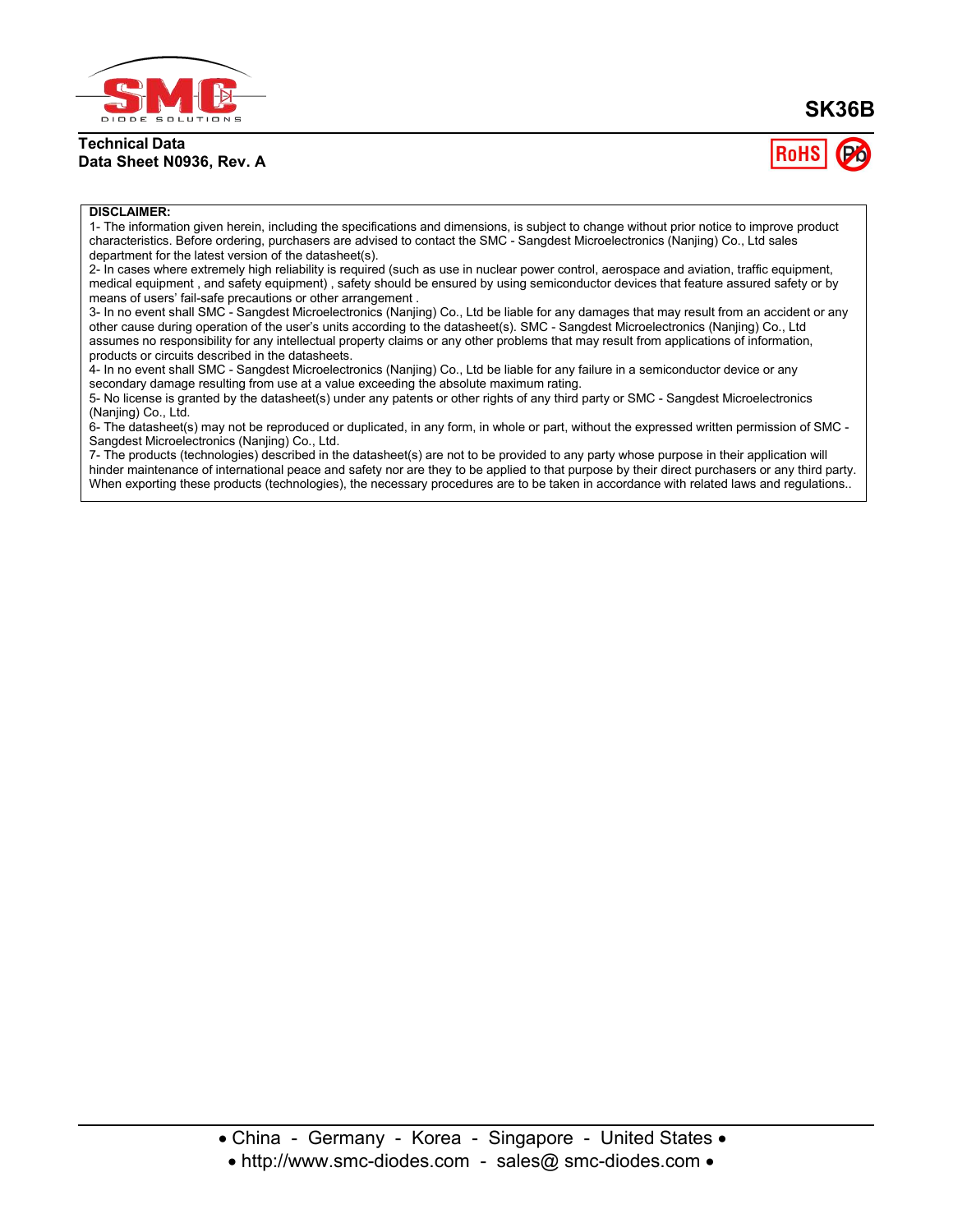# SK36B

**Technical Data**
**Data Sheet N0936, Rev. A**

**DISCLAIMER:**

1- The information given herein, including the specifications and dimensions, is subject to change without prior notice to improve product characteristics. Before ordering, purchasers are advised to contact the SMC - Sangdest Microelectronics (Nanjing) Co., Ltd sales department for the latest version of the datasheet(s).

2- In cases where extremely high reliability is required (such as use in nuclear power control, aerospace and aviation, traffic equipment, medical equipment , and safety equipment) , safety should be ensured by using semiconductor devices that feature assured safety or by means of users' fail-safe precautions or other arrangement .

3- In no event shall SMC - Sangdest Microelectronics (Nanjing) Co., Ltd be liable for any damages that may result from an accident or any other cause during operation of the user's units according to the datasheet(s). SMC - Sangdest Microelectronics (Nanjing) Co., Ltd assumes no responsibility for any intellectual property claims or any other problems that may result from applications of information, products or circuits described in the datasheets.

4- In no event shall SMC - Sangdest Microelectronics (Nanjing) Co., Ltd be liable for any failure in a semiconductor device or any secondary damage resulting from use at a value exceeding the absolute maximum rating.

5- No license is granted by the datasheet(s) under any patents or other rights of any third party or SMC - Sangdest Microelectronics (Nanjing) Co., Ltd.

6- The datasheet(s) may not be reproduced or duplicated, in any form, in whole or part, without the expressed written permission of SMC - Sangdest Microelectronics (Nanjing) Co., Ltd.

7- The products (technologies) described in the datasheet(s) are not to be provided to any party whose purpose in their application will hinder maintenance of international peace and safety nor are they to be applied to that purpose by their direct purchasers or any third party. When exporting these products (technologies), the necessary procedures are to be taken in accordance with related laws and regulations..

• China - Germany - Korea - Singapore - United States •
• http://www.smc-diodes.com - sales@ smc-diodes.com •